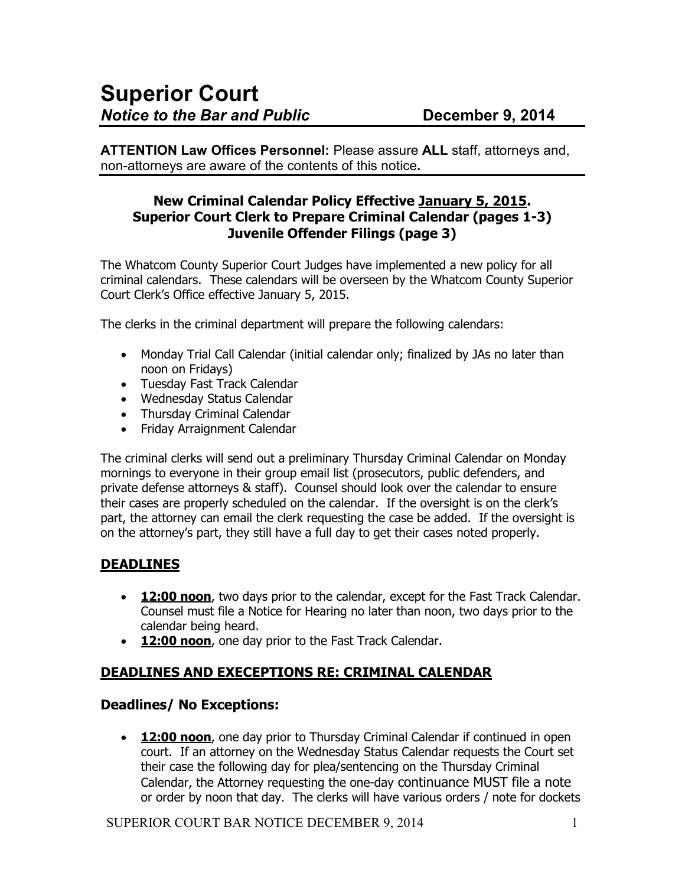# Superior Court

***Notice to the Bar and Public*** **December 9, 2014**

**ATTENTION Law Offices Personnel:** Please assure **ALL** staff, attorneys and, non-attorneys are aware of the contents of this notice**.**

### New Criminal Calendar Policy Effective January 5, 2015. Superior Court Clerk to Prepare Criminal Calendar (pages 1-3) Juvenile Offender Filings (page 3)

The Whatcom County Superior Court Judges have implemented a new policy for all criminal calendars. These calendars will be overseen by the Whatcom County Superior Court Clerk's Office effective January 5, 2015.

The clerks in the criminal department will prepare the following calendars:

- Monday Trial Call Calendar (initial calendar only; finalized by JAs no later than noon on Fridays)
- Tuesday Fast Track Calendar
- Wednesday Status Calendar
- Thursday Criminal Calendar
- Friday Arraignment Calendar

The criminal clerks will send out a preliminary Thursday Criminal Calendar on Monday mornings to everyone in their group email list (prosecutors, public defenders, and private defense attorneys & staff). Counsel should look over the calendar to ensure their cases are properly scheduled on the calendar. If the oversight is on the clerk's part, the attorney can email the clerk requesting the case be added. If the oversight is on the attorney's part, they still have a full day to get their cases noted properly.

## DEADLINES

- **12:00 noon**, two days prior to the calendar, except for the Fast Track Calendar. Counsel must file a Notice for Hearing no later than noon, two days prior to the calendar being heard.
- **12:00 noon**, one day prior to the Fast Track Calendar.

## DEADLINES AND EXECEPTIONS RE: CRIMINAL CALENDAR

### Deadlines/ No Exceptions:

- **12:00 noon**, one day prior to Thursday Criminal Calendar if continued in open court. If an attorney on the Wednesday Status Calendar requests the Court set their case the following day for plea/sentencing on the Thursday Criminal Calendar, the Attorney requesting the one-day continuance MUST file a note or order by noon that day. The clerks will have various orders / note for dockets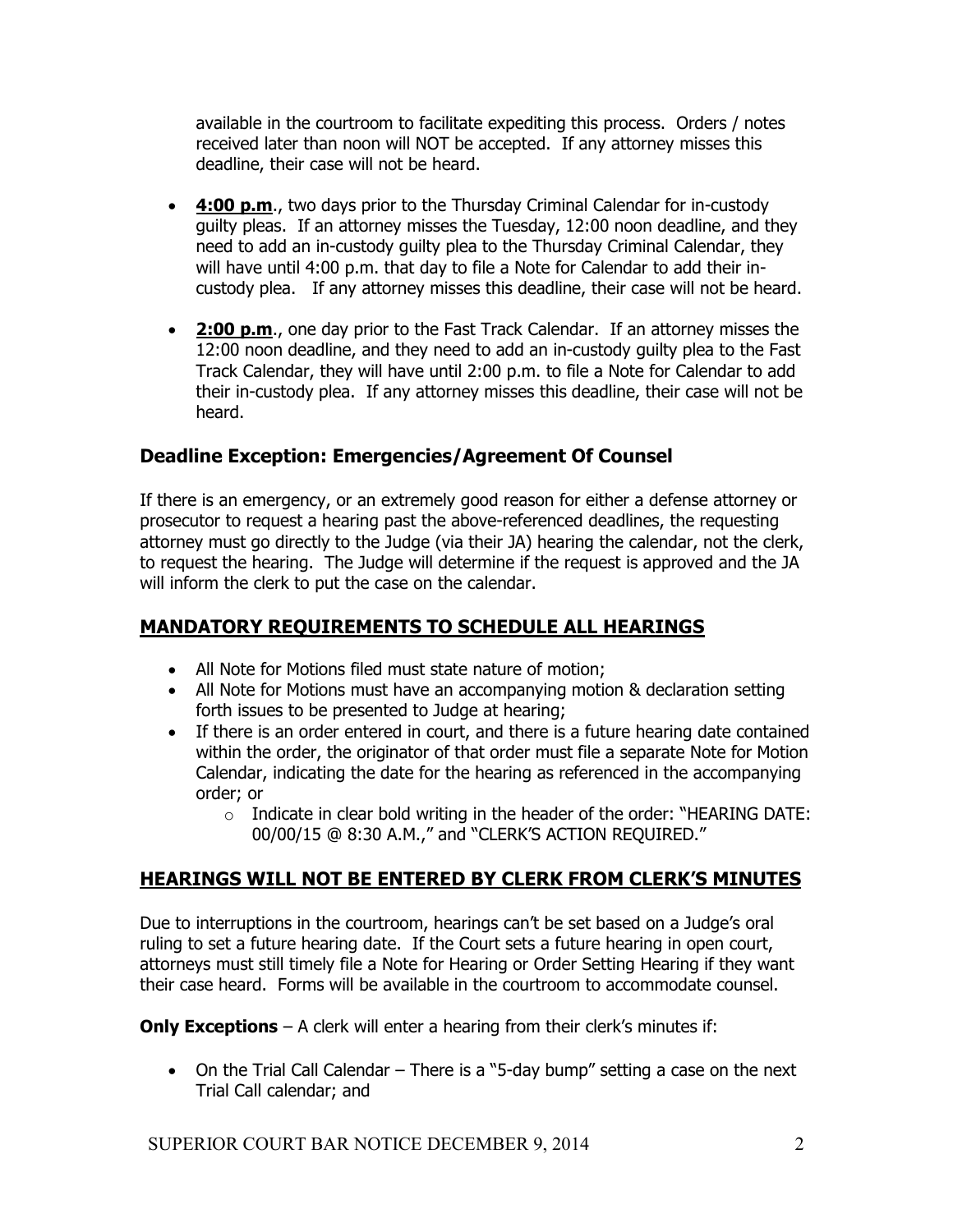available in the courtroom to facilitate expediting this process. Orders / notes received later than noon will NOT be accepted. If any attorney misses this deadline, their case will not be heard.

- **4:00 p.m**., two days prior to the Thursday Criminal Calendar for in-custody guilty pleas. If an attorney misses the Tuesday, 12:00 noon deadline, and they need to add an in-custody guilty plea to the Thursday Criminal Calendar, they will have until 4:00 p.m. that day to file a Note for Calendar to add their in-custody plea. If any attorney misses this deadline, their case will not be heard.
- **2:00 p.m**., one day prior to the Fast Track Calendar. If an attorney misses the 12:00 noon deadline, and they need to add an in-custody guilty plea to the Fast Track Calendar, they will have until 2:00 p.m. to file a Note for Calendar to add their in-custody plea. If any attorney misses this deadline, their case will not be heard.

### Deadline Exception: Emergencies/Agreement Of Counsel

If there is an emergency, or an extremely good reason for either a defense attorney or prosecutor to request a hearing past the above-referenced deadlines, the requesting attorney must go directly to the Judge (via their JA) hearing the calendar, not the clerk, to request the hearing. The Judge will determine if the request is approved and the JA will inform the clerk to put the case on the calendar.

## MANDATORY REQUIREMENTS TO SCHEDULE ALL HEARINGS

- All Note for Motions filed must state nature of motion;
- All Note for Motions must have an accompanying motion & declaration setting forth issues to be presented to Judge at hearing;
- If there is an order entered in court, and there is a future hearing date contained within the order, the originator of that order must file a separate Note for Motion Calendar, indicating the date for the hearing as referenced in the accompanying order; or
  - Indicate in clear bold writing in the header of the order: "HEARING DATE: 00/00/15 @ 8:30 A.M.," and "CLERK'S ACTION REQUIRED."

## HEARINGS WILL NOT BE ENTERED BY CLERK FROM CLERK'S MINUTES

Due to interruptions in the courtroom, hearings can't be set based on a Judge's oral ruling to set a future hearing date. If the Court sets a future hearing in open court, attorneys must still timely file a Note for Hearing or Order Setting Hearing if they want their case heard. Forms will be available in the courtroom to accommodate counsel.

**Only Exceptions** – A clerk will enter a hearing from their clerk's minutes if:

- On the Trial Call Calendar – There is a "5-day bump" setting a case on the next Trial Call calendar; and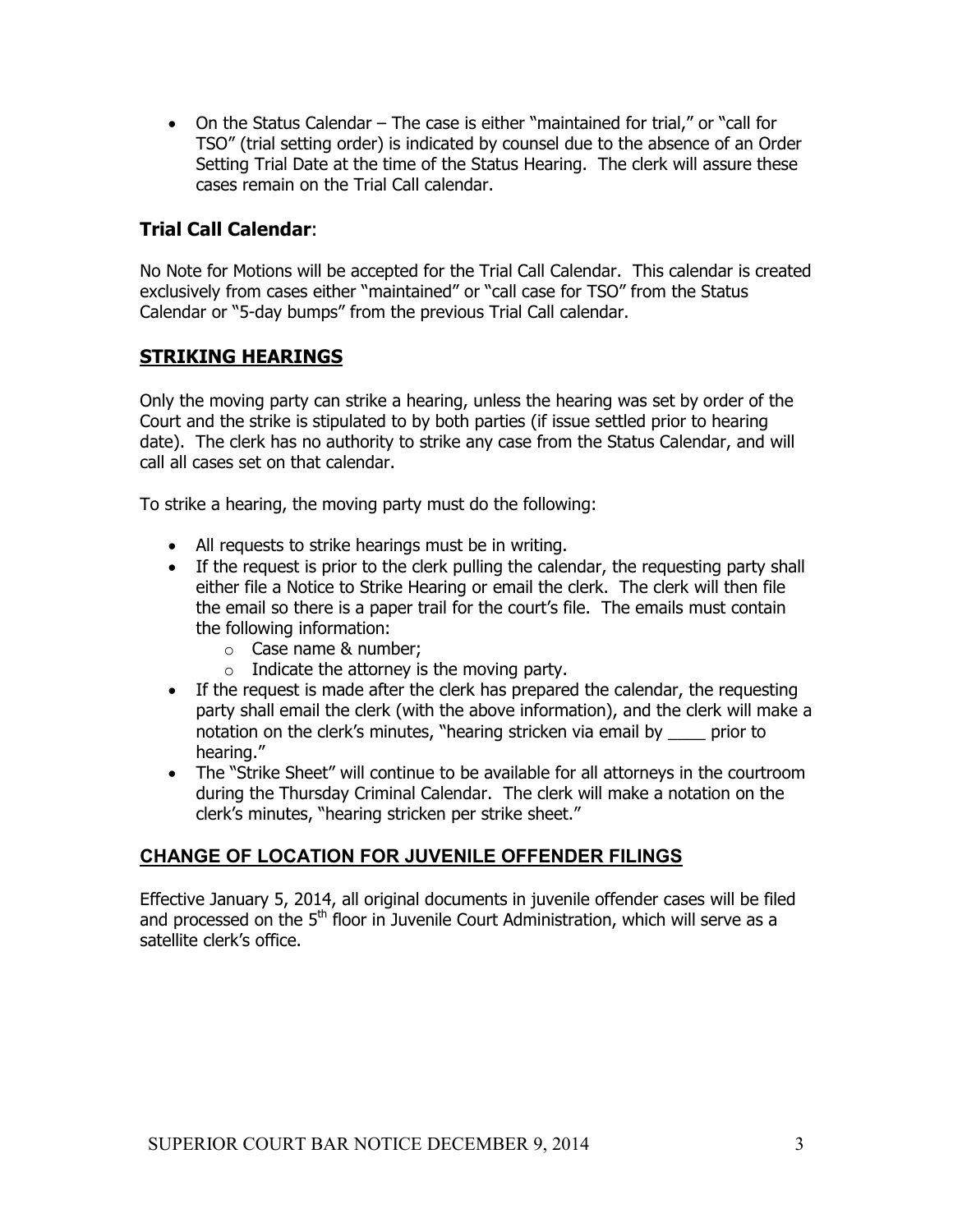- On the Status Calendar – The case is either "maintained for trial," or "call for TSO" (trial setting order) is indicated by counsel due to the absence of an Order Setting Trial Date at the time of the Status Hearing. The clerk will assure these cases remain on the Trial Call calendar.

### Trial Call Calendar:

No Note for Motions will be accepted for the Trial Call Calendar. This calendar is created exclusively from cases either "maintained" or "call case for TSO" from the Status Calendar or "5-day bumps" from the previous Trial Call calendar.

## STRIKING HEARINGS

Only the moving party can strike a hearing, unless the hearing was set by order of the Court and the strike is stipulated to by both parties (if issue settled prior to hearing date). The clerk has no authority to strike any case from the Status Calendar, and will call all cases set on that calendar.

To strike a hearing, the moving party must do the following:

- All requests to strike hearings must be in writing.
- If the request is prior to the clerk pulling the calendar, the requesting party shall either file a Notice to Strike Hearing or email the clerk. The clerk will then file the email so there is a paper trail for the court's file. The emails must contain the following information:
  - Case name & number;
  - Indicate the attorney is the moving party.
- If the request is made after the clerk has prepared the calendar, the requesting party shall email the clerk (with the above information), and the clerk will make a notation on the clerk's minutes, "hearing stricken via email by ____ prior to hearing."
- The "Strike Sheet" will continue to be available for all attorneys in the courtroom during the Thursday Criminal Calendar. The clerk will make a notation on the clerk's minutes, "hearing stricken per strike sheet."

## CHANGE OF LOCATION FOR JUVENILE OFFENDER FILINGS

Effective January 5, 2014, all original documents in juvenile offender cases will be filed and processed on the 5th floor in Juvenile Court Administration, which will serve as a satellite clerk's office.